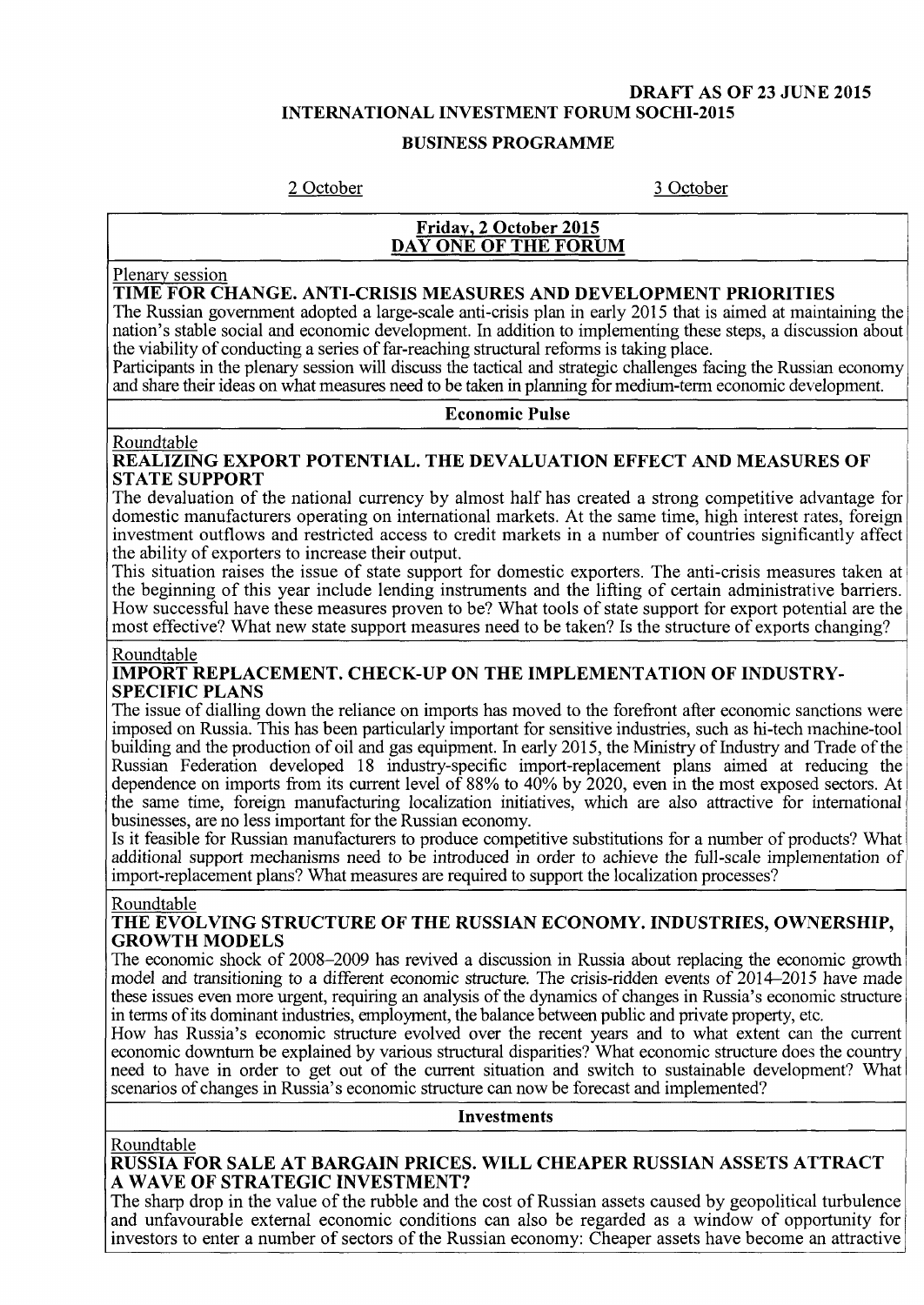**DRAFT AS OF 23 JUNE 2015**

# INTERNATIONAL INVESTMENT FORUM SOCHI-2015

## BUSINESS PROGRAMME

2 October 3 October

## Friday, 2 October 2015
## DAY ONE OF THE FORUM

Plenary session

### TIME FOR CHANGE. ANTI-CRISIS MEASURES AND DEVELOPMENT PRIORITIES

The Russian government adopted a large-scale anti-crisis plan in early 2015 that is aimed at maintaining the nation's stable social and economic development. In addition to implementing these steps, a discussion about the viability of conducting a series of far-reaching structural reforms is taking place.

Participants in the plenary session will discuss the tactical and strategic challenges facing the Russian economy and share their ideas on what measures need to be taken in planning for medium-term economic development.

## Economic Pulse

Roundtable

### REALIZING EXPORT POTENTIAL. THE DEVALUATION EFFECT AND MEASURES OF STATE SUPPORT

The devaluation of the national currency by almost half has created a strong competitive advantage for domestic manufacturers operating on international markets. At the same time, high interest rates, foreign investment outflows and restricted access to credit markets in a number of countries significantly affect the ability of exporters to increase their output.

This situation raises the issue of state support for domestic exporters. The anti-crisis measures taken at the beginning of this year include lending instruments and the lifting of certain administrative barriers. How successful have these measures proven to be? What tools of state support for export potential are the most effective? What new state support measures need to be taken? Is the structure of exports changing?

Roundtable

### IMPORT REPLACEMENT. CHECK-UP ON THE IMPLEMENTATION OF INDUSTRY-SPECIFIC PLANS

The issue of dialling down the reliance on imports has moved to the forefront after economic sanctions were imposed on Russia. This has been particularly important for sensitive industries, such as hi-tech machine-tool building and the production of oil and gas equipment. In early 2015, the Ministry of Industry and Trade of the Russian Federation developed 18 industry-specific import-replacement plans aimed at reducing the dependence on imports from its current level of 88% to 40% by 2020, even in the most exposed sectors. At the same time, foreign manufacturing localization initiatives, which are also attractive for international businesses, are no less important for the Russian economy.

Is it feasible for Russian manufacturers to produce competitive substitutions for a number of products? What additional support mechanisms need to be introduced in order to achieve the full-scale implementation of import-replacement plans? What measures are required to support the localization processes?

Roundtable

### THE EVOLVING STRUCTURE OF THE RUSSIAN ECONOMY. INDUSTRIES, OWNERSHIP, GROWTH MODELS

The economic shock of 2008–2009 has revived a discussion in Russia about replacing the economic growth model and transitioning to a different economic structure. The crisis-ridden events of 2014–2015 have made these issues even more urgent, requiring an analysis of the dynamics of changes in Russia's economic structure in terms of its dominant industries, employment, the balance between public and private property, etc.

How has Russia's economic structure evolved over the recent years and to what extent can the current economic downturn be explained by various structural disparities? What economic structure does the country need to have in order to get out of the current situation and switch to sustainable development? What scenarios of changes in Russia's economic structure can now be forecast and implemented?

## Investments

Roundtable

### RUSSIA FOR SALE AT BARGAIN PRICES. WILL CHEAPER RUSSIAN ASSETS ATTRACT A WAVE OF STRATEGIC INVESTMENT?

The sharp drop in the value of the rubble and the cost of Russian assets caused by geopolitical turbulence and unfavourable external economic conditions can also be regarded as a window of opportunity for investors to enter a number of sectors of the Russian economy: Cheaper assets have become an attractive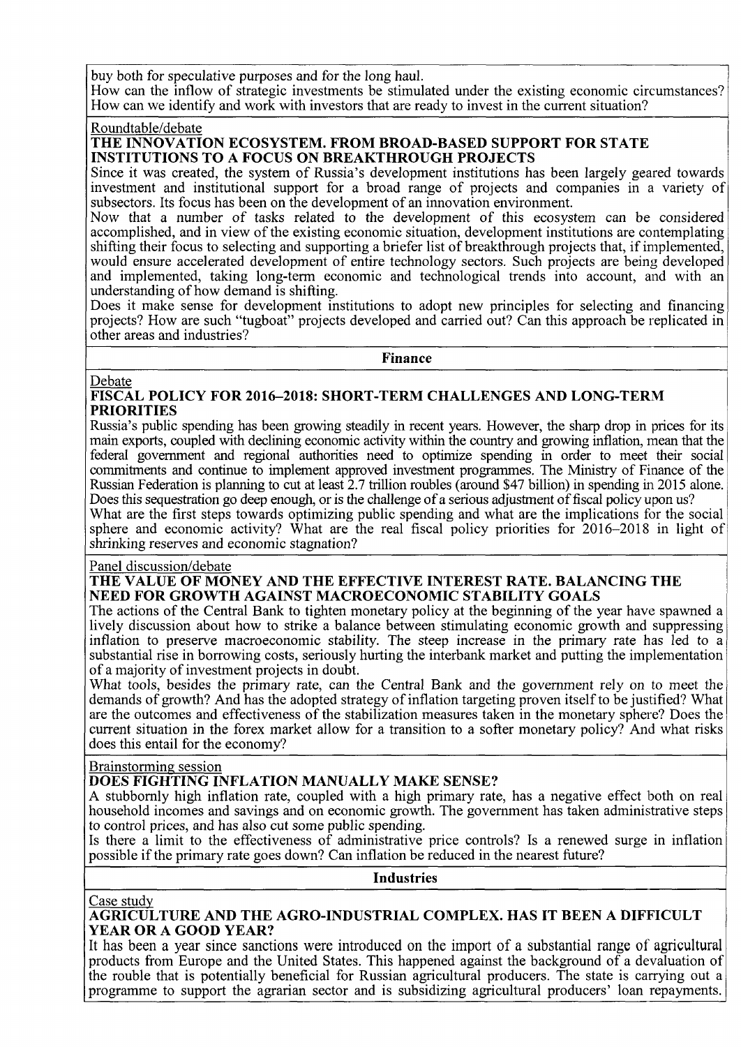buy both for speculative purposes and for the long haul.
How can the inflow of strategic investments be stimulated under the existing economic circumstances? How can we identify and work with investors that are ready to invest in the current situation?

Roundtable/debate

### THE INNOVATION ECOSYSTEM. FROM BROAD-BASED SUPPORT FOR STATE INSTITUTIONS TO A FOCUS ON BREAKTHROUGH PROJECTS

Since it was created, the system of Russia's development institutions has been largely geared towards investment and institutional support for a broad range of projects and companies in a variety of subsectors. Its focus has been on the development of an innovation environment.

Now that a number of tasks related to the development of this ecosystem can be considered accomplished, and in view of the existing economic situation, development institutions are contemplating shifting their focus to selecting and supporting a briefer list of breakthrough projects that, if implemented, would ensure accelerated development of entire technology sectors. Such projects are being developed and implemented, taking long-term economic and technological trends into account, and with an understanding of how demand is shifting.

Does it make sense for development institutions to adopt new principles for selecting and financing projects? How are such "tugboat" projects developed and carried out? Can this approach be replicated in other areas and industries?

## Finance

Debate

### FISCAL POLICY FOR 2016–2018: SHORT-TERM CHALLENGES AND LONG-TERM PRIORITIES

Russia's public spending has been growing steadily in recent years. However, the sharp drop in prices for its main exports, coupled with declining economic activity within the country and growing inflation, mean that the federal government and regional authorities need to optimize spending in order to meet their social commitments and continue to implement approved investment programmes. The Ministry of Finance of the Russian Federation is planning to cut at least 2.7 trillion roubles (around $47 billion) in spending in 2015 alone. Does this sequestration go deep enough, or is the challenge of a serious adjustment of fiscal policy upon us?

What are the first steps towards optimizing public spending and what are the implications for the social sphere and economic activity? What are the real fiscal policy priorities for 2016–2018 in light of shrinking reserves and economic stagnation?

Panel discussion/debate

### THE VALUE OF MONEY AND THE EFFECTIVE INTEREST RATE. BALANCING THE NEED FOR GROWTH AGAINST MACROECONOMIC STABILITY GOALS

The actions of the Central Bank to tighten monetary policy at the beginning of the year have spawned a lively discussion about how to strike a balance between stimulating economic growth and suppressing inflation to preserve macroeconomic stability. The steep increase in the primary rate has led to a substantial rise in borrowing costs, seriously hurting the interbank market and putting the implementation of a majority of investment projects in doubt.

What tools, besides the primary rate, can the Central Bank and the government rely on to meet the demands of growth? And has the adopted strategy of inflation targeting proven itself to be justified? What are the outcomes and effectiveness of the stabilization measures taken in the monetary sphere? Does the current situation in the forex market allow for a transition to a softer monetary policy? And what risks does this entail for the economy?

Brainstorming session

### DOES FIGHTING INFLATION MANUALLY MAKE SENSE?

A stubbornly high inflation rate, coupled with a high primary rate, has a negative effect both on real household incomes and savings and on economic growth. The government has taken administrative steps to control prices, and has also cut some public spending.

Is there a limit to the effectiveness of administrative price controls? Is a renewed surge in inflation possible if the primary rate goes down? Can inflation be reduced in the nearest future?

## Industries

Case study

### AGRICULTURE AND THE AGRO-INDUSTRIAL COMPLEX. HAS IT BEEN A DIFFICULT YEAR OR A GOOD YEAR?

It has been a year since sanctions were introduced on the import of a substantial range of agricultural products from Europe and the United States. This happened against the background of a devaluation of the rouble that is potentially beneficial for Russian agricultural producers. The state is carrying out a programme to support the agrarian sector and is subsidizing agricultural producers' loan repayments.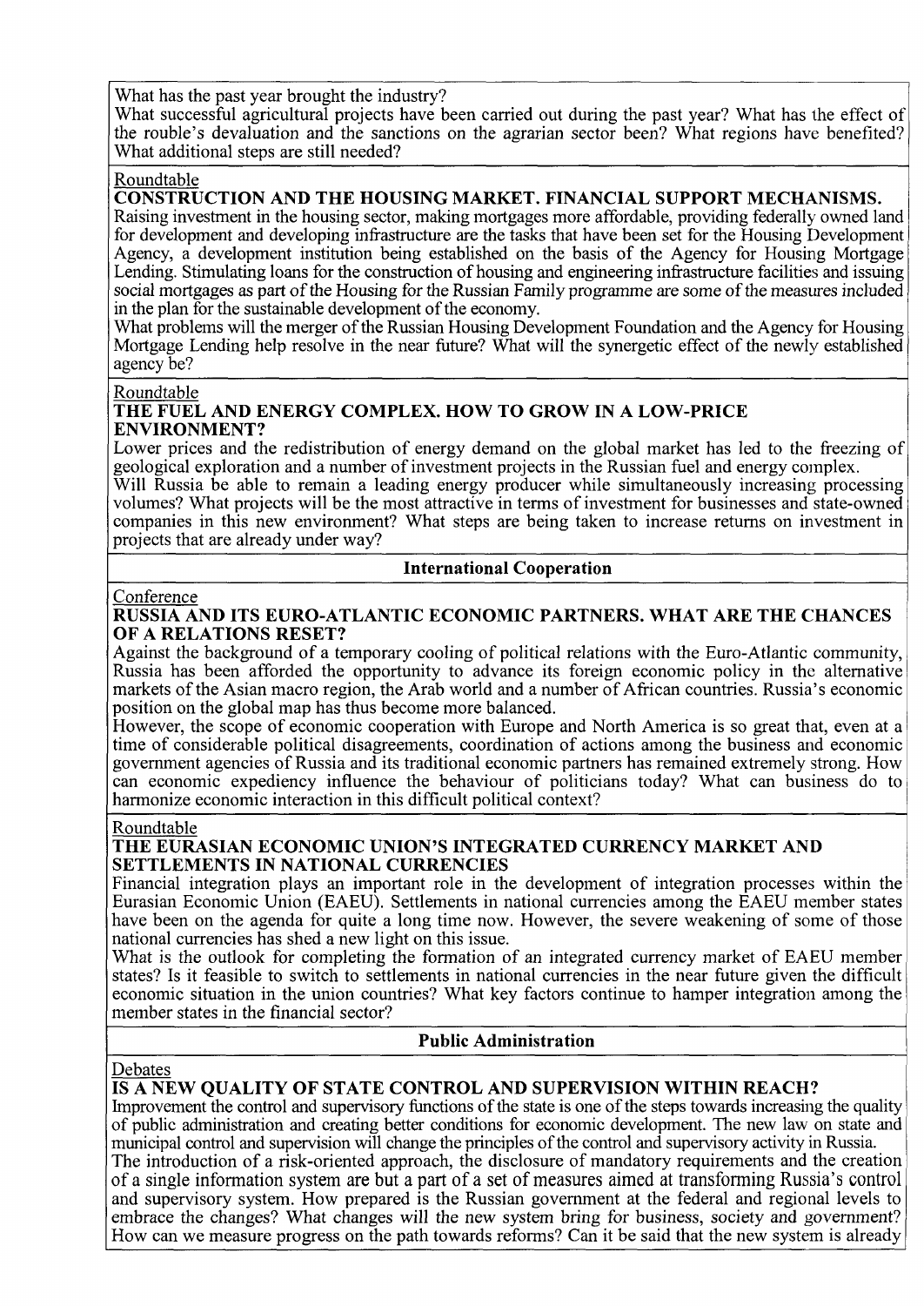What has the past year brought the industry?
What successful agricultural projects have been carried out during the past year? What has the effect of the rouble's devaluation and the sanctions on the agrarian sector been? What regions have benefited? What additional steps are still needed?

Roundtable

**CONSTRUCTION AND THE HOUSING MARKET. FINANCIAL SUPPORT MECHANISMS.**

Raising investment in the housing sector, making mortgages more affordable, providing federally owned land for development and developing infrastructure are the tasks that have been set for the Housing Development Agency, a development institution being established on the basis of the Agency for Housing Mortgage Lending. Stimulating loans for the construction of housing and engineering infrastructure facilities and issuing social mortgages as part of the Housing for the Russian Family programme are some of the measures included in the plan for the sustainable development of the economy.
What problems will the merger of the Russian Housing Development Foundation and the Agency for Housing Mortgage Lending help resolve in the near future? What will the synergetic effect of the newly established agency be?

Roundtable

**THE FUEL AND ENERGY COMPLEX. HOW TO GROW IN A LOW-PRICE ENVIRONMENT?**

Lower prices and the redistribution of energy demand on the global market has led to the freezing of geological exploration and a number of investment projects in the Russian fuel and energy complex.
Will Russia be able to remain a leading energy producer while simultaneously increasing processing volumes? What projects will be the most attractive in terms of investment for businesses and state-owned companies in this new environment? What steps are being taken to increase returns on investment in projects that are already under way?

## International Cooperation

Conference

**RUSSIA AND ITS EURO-ATLANTIC ECONOMIC PARTNERS. WHAT ARE THE CHANCES OF A RELATIONS RESET?**

Against the background of a temporary cooling of political relations with the Euro-Atlantic community, Russia has been afforded the opportunity to advance its foreign economic policy in the alternative markets of the Asian macro region, the Arab world and a number of African countries. Russia's economic position on the global map has thus become more balanced.
However, the scope of economic cooperation with Europe and North America is so great that, even at a time of considerable political disagreements, coordination of actions among the business and economic government agencies of Russia and its traditional economic partners has remained extremely strong. How can economic expediency influence the behaviour of politicians today? What can business do to harmonize economic interaction in this difficult political context?

Roundtable

**THE EURASIAN ECONOMIC UNION'S INTEGRATED CURRENCY MARKET AND SETTLEMENTS IN NATIONAL CURRENCIES**

Financial integration plays an important role in the development of integration processes within the Eurasian Economic Union (EAEU). Settlements in national currencies among the EAEU member states have been on the agenda for quite a long time now. However, the severe weakening of some of those national currencies has shed a new light on this issue.
What is the outlook for completing the formation of an integrated currency market of EAEU member states? Is it feasible to switch to settlements in national currencies in the near future given the difficult economic situation in the union countries? What key factors continue to hamper integration among the member states in the financial sector?

## Public Administration

Debates

**IS A NEW QUALITY OF STATE CONTROL AND SUPERVISION WITHIN REACH?**

Improvement the control and supervisory functions of the state is one of the steps towards increasing the quality of public administration and creating better conditions for economic development. The new law on state and municipal control and supervision will change the principles of the control and supervisory activity in Russia.
The introduction of a risk-oriented approach, the disclosure of mandatory requirements and the creation of a single information system are but a part of a set of measures aimed at transforming Russia's control and supervisory system. How prepared is the Russian government at the federal and regional levels to embrace the changes? What changes will the new system bring for business, society and government? How can we measure progress on the path towards reforms? Can it be said that the new system is already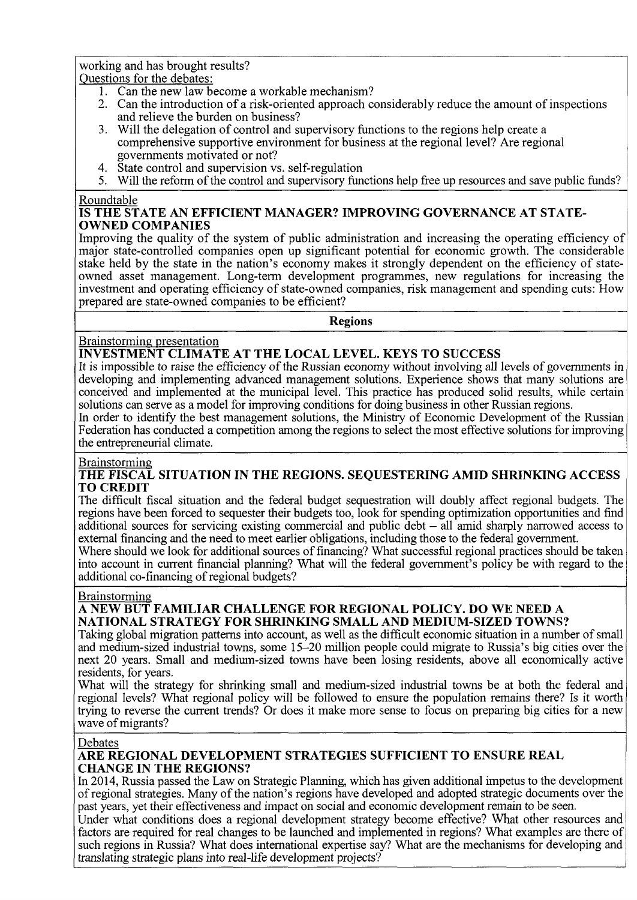working and has brought results?

Questions for the debates:

1. Can the new law become a workable mechanism?
2. Can the introduction of a risk-oriented approach considerably reduce the amount of inspections and relieve the burden on business?
3. Will the delegation of control and supervisory functions to the regions help create a comprehensive supportive environment for business at the regional level? Are regional governments motivated or not?
4. State control and supervision vs. self-regulation
5. Will the reform of the control and supervisory functions help free up resources and save public funds?

Roundtable

**IS THE STATE AN EFFICIENT MANAGER? IMPROVING GOVERNANCE AT STATE-OWNED COMPANIES**

Improving the quality of the system of public administration and increasing the operating efficiency of major state-controlled companies open up significant potential for economic growth. The considerable stake held by the state in the nation's economy makes it strongly dependent on the efficiency of state-owned asset management. Long-term development programmes, new regulations for increasing the investment and operating efficiency of state-owned companies, risk management and spending cuts: How prepared are state-owned companies to be efficient?

## Regions

Brainstorming presentation

**INVESTMENT CLIMATE AT THE LOCAL LEVEL. KEYS TO SUCCESS**

It is impossible to raise the efficiency of the Russian economy without involving all levels of governments in developing and implementing advanced management solutions. Experience shows that many solutions are conceived and implemented at the municipal level. This practice has produced solid results, while certain solutions can serve as a model for improving conditions for doing business in other Russian regions.

In order to identify the best management solutions, the Ministry of Economic Development of the Russian Federation has conducted a competition among the regions to select the most effective solutions for improving the entrepreneurial climate.

Brainstorming

**THE FISCAL SITUATION IN THE REGIONS. SEQUESTERING AMID SHRINKING ACCESS TO CREDIT**

The difficult fiscal situation and the federal budget sequestration will doubly affect regional budgets. The regions have been forced to sequester their budgets too, look for spending optimization opportunities and find additional sources for servicing existing commercial and public debt – all amid sharply narrowed access to external financing and the need to meet earlier obligations, including those to the federal government.

Where should we look for additional sources of financing? What successful regional practices should be taken into account in current financial planning? What will the federal government's policy be with regard to the additional co-financing of regional budgets?

Brainstorming

**A NEW BUT FAMILIAR CHALLENGE FOR REGIONAL POLICY. DO WE NEED A NATIONAL STRATEGY FOR SHRINKING SMALL AND MEDIUM-SIZED TOWNS?**

Taking global migration patterns into account, as well as the difficult economic situation in a number of small and medium-sized industrial towns, some 15–20 million people could migrate to Russia's big cities over the next 20 years. Small and medium-sized towns have been losing residents, above all economically active residents, for years.

What will the strategy for shrinking small and medium-sized industrial towns be at both the federal and regional levels? What regional policy will be followed to ensure the population remains there? Is it worth trying to reverse the current trends? Or does it make more sense to focus on preparing big cities for a new wave of migrants?

Debates

**ARE REGIONAL DEVELOPMENT STRATEGIES SUFFICIENT TO ENSURE REAL CHANGE IN THE REGIONS?**

In 2014, Russia passed the Law on Strategic Planning, which has given additional impetus to the development of regional strategies. Many of the nation's regions have developed and adopted strategic documents over the past years, yet their effectiveness and impact on social and economic development remain to be seen.

Under what conditions does a regional development strategy become effective? What other resources and factors are required for real changes to be launched and implemented in regions? What examples are there of such regions in Russia? What does international expertise say? What are the mechanisms for developing and translating strategic plans into real-life development projects?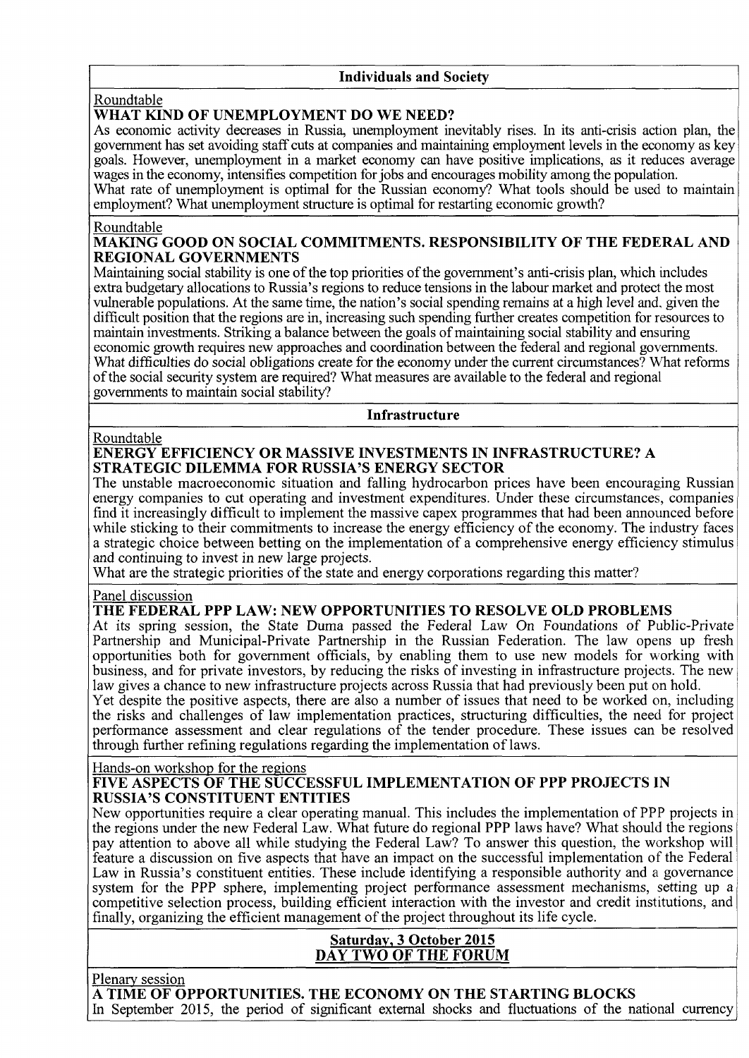## Individuals and Society

Roundtable

### WHAT KIND OF UNEMPLOYMENT DO WE NEED?

As economic activity decreases in Russia, unemployment inevitably rises. In its anti-crisis action plan, the government has set avoiding staff cuts at companies and maintaining employment levels in the economy as key goals. However, unemployment in a market economy can have positive implications, as it reduces average wages in the economy, intensifies competition for jobs and encourages mobility among the population.
What rate of unemployment is optimal for the Russian economy? What tools should be used to maintain employment? What unemployment structure is optimal for restarting economic growth?

Roundtable

### MAKING GOOD ON SOCIAL COMMITMENTS. RESPONSIBILITY OF THE FEDERAL AND REGIONAL GOVERNMENTS

Maintaining social stability is one of the top priorities of the government's anti-crisis plan, which includes extra budgetary allocations to Russia's regions to reduce tensions in the labour market and protect the most vulnerable populations. At the same time, the nation's social spending remains at a high level and, given the difficult position that the regions are in, increasing such spending further creates competition for resources to maintain investments. Striking a balance between the goals of maintaining social stability and ensuring economic growth requires new approaches and coordination between the federal and regional governments.
What difficulties do social obligations create for the economy under the current circumstances? What reforms of the social security system are required? What measures are available to the federal and regional governments to maintain social stability?

## Infrastructure

Roundtable

### ENERGY EFFICIENCY OR MASSIVE INVESTMENTS IN INFRASTRUCTURE? A STRATEGIC DILEMMA FOR RUSSIA'S ENERGY SECTOR

The unstable macroeconomic situation and falling hydrocarbon prices have been encouraging Russian energy companies to cut operating and investment expenditures. Under these circumstances, companies find it increasingly difficult to implement the massive capex programmes that had been announced before while sticking to their commitments to increase the energy efficiency of the economy. The industry faces a strategic choice between betting on the implementation of a comprehensive energy efficiency stimulus and continuing to invest in new large projects.
What are the strategic priorities of the state and energy corporations regarding this matter?

Panel discussion

### THE FEDERAL PPP LAW: NEW OPPORTUNITIES TO RESOLVE OLD PROBLEMS

At its spring session, the State Duma passed the Federal Law On Foundations of Public-Private Partnership and Municipal-Private Partnership in the Russian Federation. The law opens up fresh opportunities both for government officials, by enabling them to use new models for working with business, and for private investors, by reducing the risks of investing in infrastructure projects. The new law gives a chance to new infrastructure projects across Russia that had previously been put on hold.
Yet despite the positive aspects, there are also a number of issues that need to be worked on, including the risks and challenges of law implementation practices, structuring difficulties, the need for project performance assessment and clear regulations of the tender procedure. These issues can be resolved through further refining regulations regarding the implementation of laws.

Hands-on workshop for the regions

### FIVE ASPECTS OF THE SUCCESSFUL IMPLEMENTATION OF PPP PROJECTS IN RUSSIA'S CONSTITUENT ENTITIES

New opportunities require a clear operating manual. This includes the implementation of PPP projects in the regions under the new Federal Law. What future do regional PPP laws have? What should the regions pay attention to above all while studying the Federal Law? To answer this question, the workshop will feature a discussion on five aspects that have an impact on the successful implementation of the Federal Law in Russia's constituent entities. These include identifying a responsible authority and a governance system for the PPP sphere, implementing project performance assessment mechanisms, setting up a competitive selection process, building efficient interaction with the investor and credit institutions, and finally, organizing the efficient management of the project throughout its life cycle.

## Saturday, 3 October 2015
## DAY TWO OF THE FORUM

Plenary session

### A TIME OF OPPORTUNITIES. THE ECONOMY ON THE STARTING BLOCKS

In September 2015, the period of significant external shocks and fluctuations of the national currency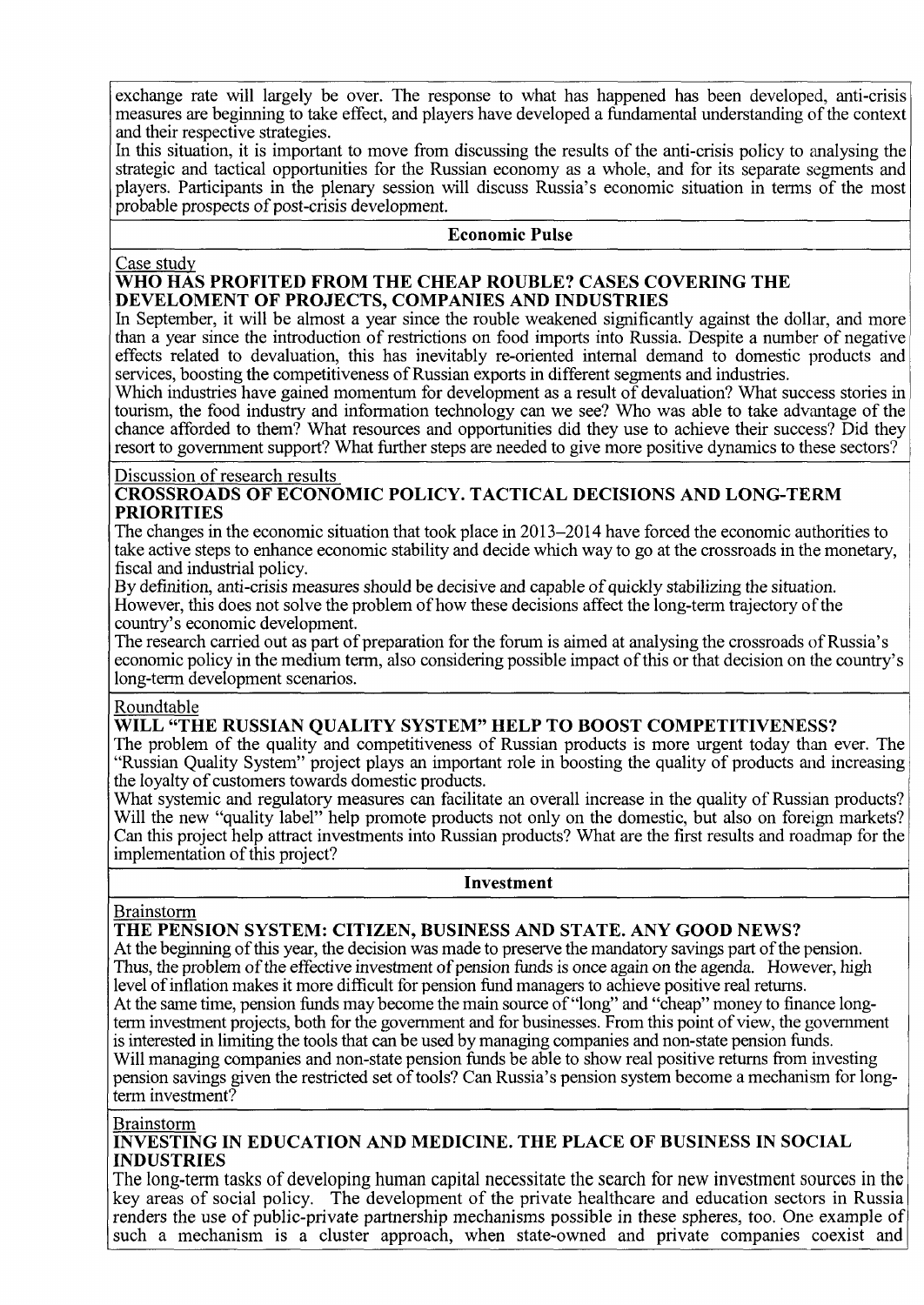exchange rate will largely be over. The response to what has happened has been developed, anti-crisis measures are beginning to take effect, and players have developed a fundamental understanding of the context and their respective strategies.

In this situation, it is important to move from discussing the results of the anti-crisis policy to analysing the strategic and tactical opportunities for the Russian economy as a whole, and for its separate segments and players. Participants in the plenary session will discuss Russia's economic situation in terms of the most probable prospects of post-crisis development.

## Economic Pulse

Case study

### WHO HAS PROFITED FROM THE CHEAP ROUBLE? CASES COVERING THE DEVELOMENT OF PROJECTS, COMPANIES AND INDUSTRIES

In September, it will be almost a year since the rouble weakened significantly against the dollar, and more than a year since the introduction of restrictions on food imports into Russia. Despite a number of negative effects related to devaluation, this has inevitably re-oriented internal demand to domestic products and services, boosting the competitiveness of Russian exports in different segments and industries.

Which industries have gained momentum for development as a result of devaluation? What success stories in tourism, the food industry and information technology can we see? Who was able to take advantage of the chance afforded to them? What resources and opportunities did they use to achieve their success? Did they resort to government support? What further steps are needed to give more positive dynamics to these sectors?

Discussion of research results

### CROSSROADS OF ECONOMIC POLICY. TACTICAL DECISIONS AND LONG-TERM PRIORITIES

The changes in the economic situation that took place in 2013–2014 have forced the economic authorities to take active steps to enhance economic stability and decide which way to go at the crossroads in the monetary, fiscal and industrial policy.

By definition, anti-crisis measures should be decisive and capable of quickly stabilizing the situation. However, this does not solve the problem of how these decisions affect the long-term trajectory of the country's economic development.

The research carried out as part of preparation for the forum is aimed at analysing the crossroads of Russia's economic policy in the medium term, also considering possible impact of this or that decision on the country's long-term development scenarios.

Roundtable

### WILL "THE RUSSIAN QUALITY SYSTEM" HELP TO BOOST COMPETITIVENESS?

The problem of the quality and competitiveness of Russian products is more urgent today than ever. The "Russian Quality System" project plays an important role in boosting the quality of products and increasing the loyalty of customers towards domestic products.

What systemic and regulatory measures can facilitate an overall increase in the quality of Russian products? Will the new "quality label" help promote products not only on the domestic, but also on foreign markets? Can this project help attract investments into Russian products? What are the first results and roadmap for the implementation of this project?

## Investment

Brainstorm

### THE PENSION SYSTEM: CITIZEN, BUSINESS AND STATE. ANY GOOD NEWS?

At the beginning of this year, the decision was made to preserve the mandatory savings part of the pension. Thus, the problem of the effective investment of pension funds is once again on the agenda. However, high level of inflation makes it more difficult for pension fund managers to achieve positive real returns.

At the same time, pension funds may become the main source of "long" and "cheap" money to finance long-term investment projects, both for the government and for businesses. From this point of view, the government is interested in limiting the tools that can be used by managing companies and non-state pension funds.

Will managing companies and non-state pension funds be able to show real positive returns from investing pension savings given the restricted set of tools? Can Russia's pension system become a mechanism for long-term investment?

Brainstorm

### INVESTING IN EDUCATION AND MEDICINE. THE PLACE OF BUSINESS IN SOCIAL INDUSTRIES

The long-term tasks of developing human capital necessitate the search for new investment sources in the key areas of social policy. The development of the private healthcare and education sectors in Russia renders the use of public-private partnership mechanisms possible in these spheres, too. One example of such a mechanism is a cluster approach, when state-owned and private companies coexist and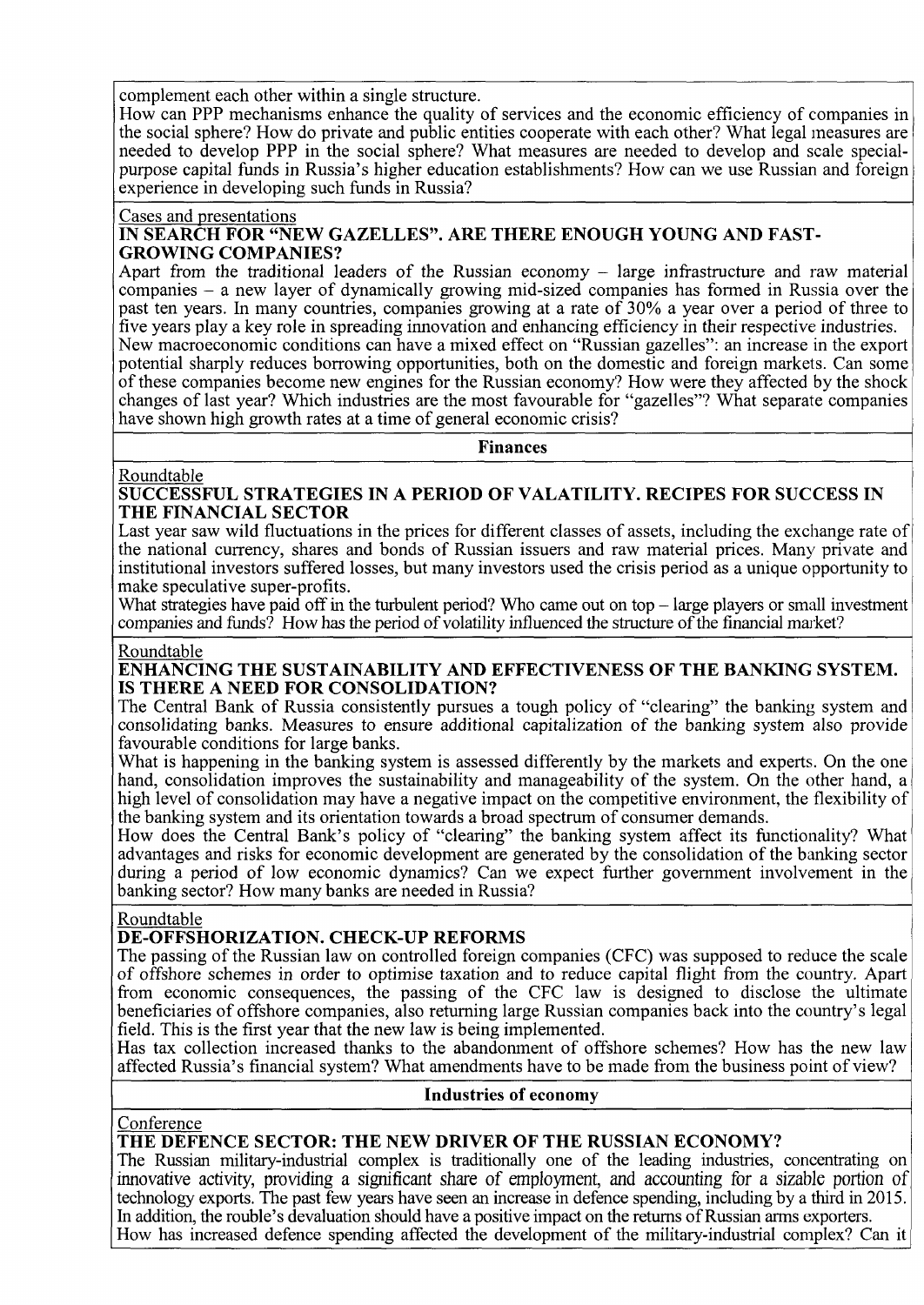complement each other within a single structure.

How can PPP mechanisms enhance the quality of services and the economic efficiency of companies in the social sphere? How do private and public entities cooperate with each other? What legal measures are needed to develop PPP in the social sphere? What measures are needed to develop and scale special-purpose capital funds in Russia's higher education establishments? How can we use Russian and foreign experience in developing such funds in Russia?

Cases and presentations

### IN SEARCH FOR "NEW GAZELLES". ARE THERE ENOUGH YOUNG AND FAST-GROWING COMPANIES?

Apart from the traditional leaders of the Russian economy – large infrastructure and raw material companies – a new layer of dynamically growing mid-sized companies has formed in Russia over the past ten years. In many countries, companies growing at a rate of 30% a year over a period of three to five years play a key role in spreading innovation and enhancing efficiency in their respective industries.

New macroeconomic conditions can have a mixed effect on "Russian gazelles": an increase in the export potential sharply reduces borrowing opportunities, both on the domestic and foreign markets. Can some of these companies become new engines for the Russian economy? How were they affected by the shock changes of last year? Which industries are the most favourable for "gazelles"? What separate companies have shown high growth rates at a time of general economic crisis?

## Finances

Roundtable

### SUCCESSFUL STRATEGIES IN A PERIOD OF VALATILITY. RECIPES FOR SUCCESS IN THE FINANCIAL SECTOR

Last year saw wild fluctuations in the prices for different classes of assets, including the exchange rate of the national currency, shares and bonds of Russian issuers and raw material prices. Many private and institutional investors suffered losses, but many investors used the crisis period as a unique opportunity to make speculative super-profits.

What strategies have paid off in the turbulent period? Who came out on top – large players or small investment companies and funds? How has the period of volatility influenced the structure of the financial market?

Roundtable

### ENHANCING THE SUSTAINABILITY AND EFFECTIVENESS OF THE BANKING SYSTEM. IS THERE A NEED FOR CONSOLIDATION?

The Central Bank of Russia consistently pursues a tough policy of "clearing" the banking system and consolidating banks. Measures to ensure additional capitalization of the banking system also provide favourable conditions for large banks.

What is happening in the banking system is assessed differently by the markets and experts. On the one hand, consolidation improves the sustainability and manageability of the system. On the other hand, a high level of consolidation may have a negative impact on the competitive environment, the flexibility of the banking system and its orientation towards a broad spectrum of consumer demands.

How does the Central Bank's policy of "clearing" the banking system affect its functionality? What advantages and risks for economic development are generated by the consolidation of the banking sector during a period of low economic dynamics? Can we expect further government involvement in the banking sector? How many banks are needed in Russia?

Roundtable

### DE-OFFSHORIZATION. CHECK-UP REFORMS

The passing of the Russian law on controlled foreign companies (CFC) was supposed to reduce the scale of offshore schemes in order to optimise taxation and to reduce capital flight from the country. Apart from economic consequences, the passing of the CFC law is designed to disclose the ultimate beneficiaries of offshore companies, also returning large Russian companies back into the country's legal field. This is the first year that the new law is being implemented.

Has tax collection increased thanks to the abandonment of offshore schemes? How has the new law affected Russia's financial system? What amendments have to be made from the business point of view?

## Industries of economy

Conference

### THE DEFENCE SECTOR: THE NEW DRIVER OF THE RUSSIAN ECONOMY?

The Russian military-industrial complex is traditionally one of the leading industries, concentrating on innovative activity, providing a significant share of employment, and accounting for a sizable portion of technology exports. The past few years have seen an increase in defence spending, including by a third in 2015. In addition, the rouble's devaluation should have a positive impact on the returns of Russian arms exporters.

How has increased defence spending affected the development of the military-industrial complex? Can it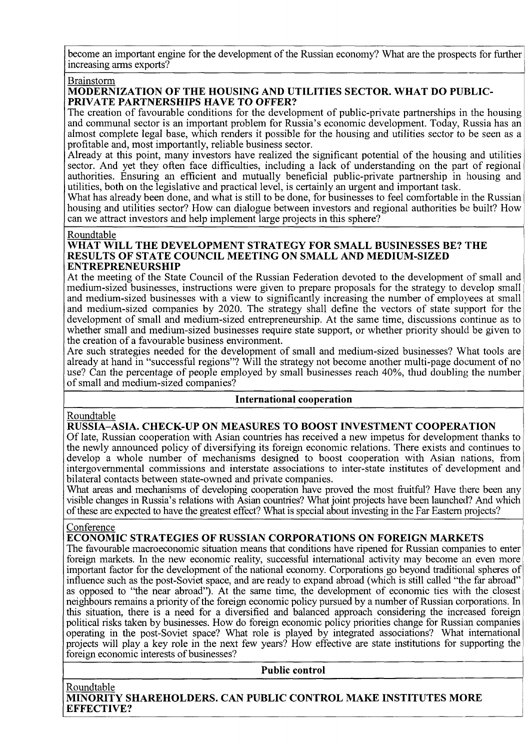become an important engine for the development of the Russian economy? What are the prospects for further increasing arms exports?

Brainstorm

### MODERNIZATION OF THE HOUSING AND UTILITIES SECTOR. WHAT DO PUBLIC-PRIVATE PARTNERSHIPS HAVE TO OFFER?

The creation of favourable conditions for the development of public-private partnerships in the housing and communal sector is an important problem for Russia's economic development. Today, Russia has an almost complete legal base, which renders it possible for the housing and utilities sector to be seen as a profitable and, most importantly, reliable business sector.

Already at this point, many investors have realized the significant potential of the housing and utilities sector. And yet they often face difficulties, including a lack of understanding on the part of regional authorities. Ensuring an efficient and mutually beneficial public-private partnership in housing and utilities, both on the legislative and practical level, is certainly an urgent and important task.

What has already been done, and what is still to be done, for businesses to feel comfortable in the Russian housing and utilities sector? How can dialogue between investors and regional authorities be built? How can we attract investors and help implement large projects in this sphere?

Roundtable

### WHAT WILL THE DEVELOPMENT STRATEGY FOR SMALL BUSINESSES BE? THE RESULTS OF STATE COUNCIL MEETING ON SMALL AND MEDIUM-SIZED ENTREPRENEURSHIP

At the meeting of the State Council of the Russian Federation devoted to the development of small and medium-sized businesses, instructions were given to prepare proposals for the strategy to develop small and medium-sized businesses with a view to significantly increasing the number of employees at small and medium-sized companies by 2020. The strategy shall define the vectors of state support for the development of small and medium-sized entrepreneurship. At the same time, discussions continue as to whether small and medium-sized businesses require state support, or whether priority should be given to the creation of a favourable business environment.

Are such strategies needed for the development of small and medium-sized businesses? What tools are already at hand in "successful regions"? Will the strategy not become another multi-page document of no use? Can the percentage of people employed by small businesses reach 40%, thud doubling the number of small and medium-sized companies?

## International cooperation

Roundtable

### RUSSIA–ASIA. CHECK-UP ON MEASURES TO BOOST INVESTMENT COOPERATION

Of late, Russian cooperation with Asian countries has received a new impetus for development thanks to the newly announced policy of diversifying its foreign economic relations. There exists and continues to develop a whole number of mechanisms designed to boost cooperation with Asian nations, from intergovernmental commissions and interstate associations to inter-state institutes of development and bilateral contacts between state-owned and private companies.

What areas and mechanisms of developing cooperation have proved the most fruitful? Have there been any visible changes in Russia's relations with Asian countries? What joint projects have been launched? And which of these are expected to have the greatest effect? What is special about investing in the Far Eastern projects?

Conference

### ECONOMIC STRATEGIES OF RUSSIAN CORPORATIONS ON FOREIGN MARKETS

The favourable macroeconomic situation means that conditions have ripened for Russian companies to enter foreign markets. In the new economic reality, successful international activity may become an even more important factor for the development of the national economy. Corporations go beyond traditional spheres of influence such as the post-Soviet space, and are ready to expand abroad (which is still called "the far abroad" as opposed to "the near abroad"). At the same time, the development of economic ties with the closest neighbours remains a priority of the foreign economic policy pursued by a number of Russian corporations. In this situation, there is a need for a diversified and balanced approach considering the increased foreign political risks taken by businesses. How do foreign economic policy priorities change for Russian companies operating in the post-Soviet space? What role is played by integrated associations? What international projects will play a key role in the next few years? How effective are state institutions for supporting the foreign economic interests of businesses?

## Public control

Roundtable

### MINORITY SHAREHOLDERS. CAN PUBLIC CONTROL MAKE INSTITUTES MORE EFFECTIVE?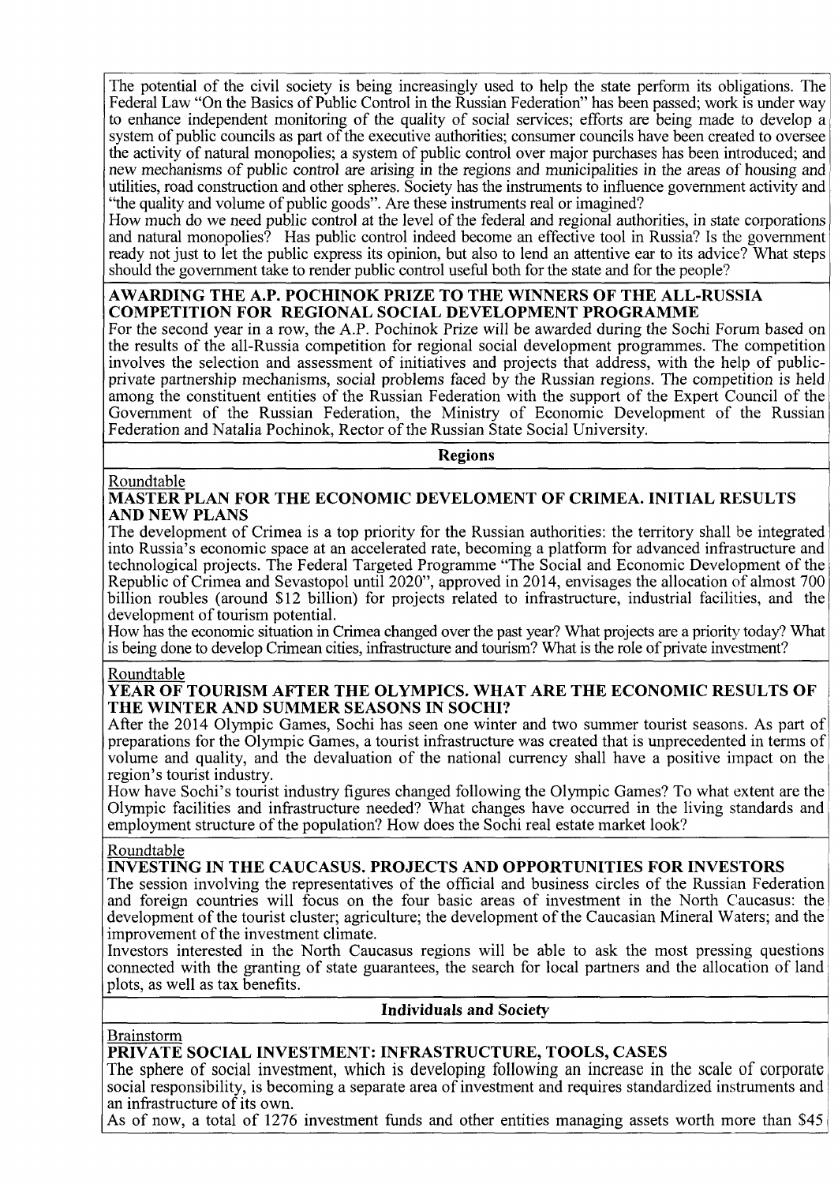The potential of the civil society is being increasingly used to help the state perform its obligations. The Federal Law "On the Basics of Public Control in the Russian Federation" has been passed; work is under way to enhance independent monitoring of the quality of social services; efforts are being made to develop a system of public councils as part of the executive authorities; consumer councils have been created to oversee the activity of natural monopolies; a system of public control over major purchases has been introduced; and new mechanisms of public control are arising in the regions and municipalities in the areas of housing and utilities, road construction and other spheres. Society has the instruments to influence government activity and "the quality and volume of public goods". Are these instruments real or imagined?

How much do we need public control at the level of the federal and regional authorities, in state corporations and natural monopolies? Has public control indeed become an effective tool in Russia? Is the government ready not just to let the public express its opinion, but also to lend an attentive ear to its advice? What steps should the government take to render public control useful both for the state and for the people?

### AWARDING THE A.P. POCHINOK PRIZE TO THE WINNERS OF THE ALL-RUSSIA COMPETITION FOR REGIONAL SOCIAL DEVELOPMENT PROGRAMME

For the second year in a row, the A.P. Pochinok Prize will be awarded during the Sochi Forum based on the results of the all-Russia competition for regional social development programmes. The competition involves the selection and assessment of initiatives and projects that address, with the help of public-private partnership mechanisms, social problems faced by the Russian regions. The competition is held among the constituent entities of the Russian Federation with the support of the Expert Council of the Government of the Russian Federation, the Ministry of Economic Development of the Russian Federation and Natalia Pochinok, Rector of the Russian State Social University.

## Regions

Roundtable

### MASTER PLAN FOR THE ECONOMIC DEVELOMENT OF CRIMEA. INITIAL RESULTS AND NEW PLANS

The development of Crimea is a top priority for the Russian authorities: the territory shall be integrated into Russia's economic space at an accelerated rate, becoming a platform for advanced infrastructure and technological projects. The Federal Targeted Programme "The Social and Economic Development of the Republic of Crimea and Sevastopol until 2020", approved in 2014, envisages the allocation of almost 700 billion roubles (around $12 billion) for projects related to infrastructure, industrial facilities, and the development of tourism potential.

How has the economic situation in Crimea changed over the past year? What projects are a priority today? What is being done to develop Crimean cities, infrastructure and tourism? What is the role of private investment?

Roundtable

### YEAR OF TOURISM AFTER THE OLYMPICS. WHAT ARE THE ECONOMIC RESULTS OF THE WINTER AND SUMMER SEASONS IN SOCHI?

After the 2014 Olympic Games, Sochi has seen one winter and two summer tourist seasons. As part of preparations for the Olympic Games, a tourist infrastructure was created that is unprecedented in terms of volume and quality, and the devaluation of the national currency shall have a positive impact on the region's tourist industry.

How have Sochi's tourist industry figures changed following the Olympic Games? To what extent are the Olympic facilities and infrastructure needed? What changes have occurred in the living standards and employment structure of the population? How does the Sochi real estate market look?

Roundtable

### INVESTING IN THE CAUCASUS. PROJECTS AND OPPORTUNITIES FOR INVESTORS

The session involving the representatives of the official and business circles of the Russian Federation and foreign countries will focus on the four basic areas of investment in the North Caucasus: the development of the tourist cluster; agriculture; the development of the Caucasian Mineral Waters; and the improvement of the investment climate.

Investors interested in the North Caucasus regions will be able to ask the most pressing questions connected with the granting of state guarantees, the search for local partners and the allocation of land plots, as well as tax benefits.

## Individuals and Society

Brainstorm

### PRIVATE SOCIAL INVESTMENT: INFRASTRUCTURE, TOOLS, CASES

The sphere of social investment, which is developing following an increase in the scale of corporate social responsibility, is becoming a separate area of investment and requires standardized instruments and an infrastructure of its own.

As of now, a total of 1276 investment funds and other entities managing assets worth more than $45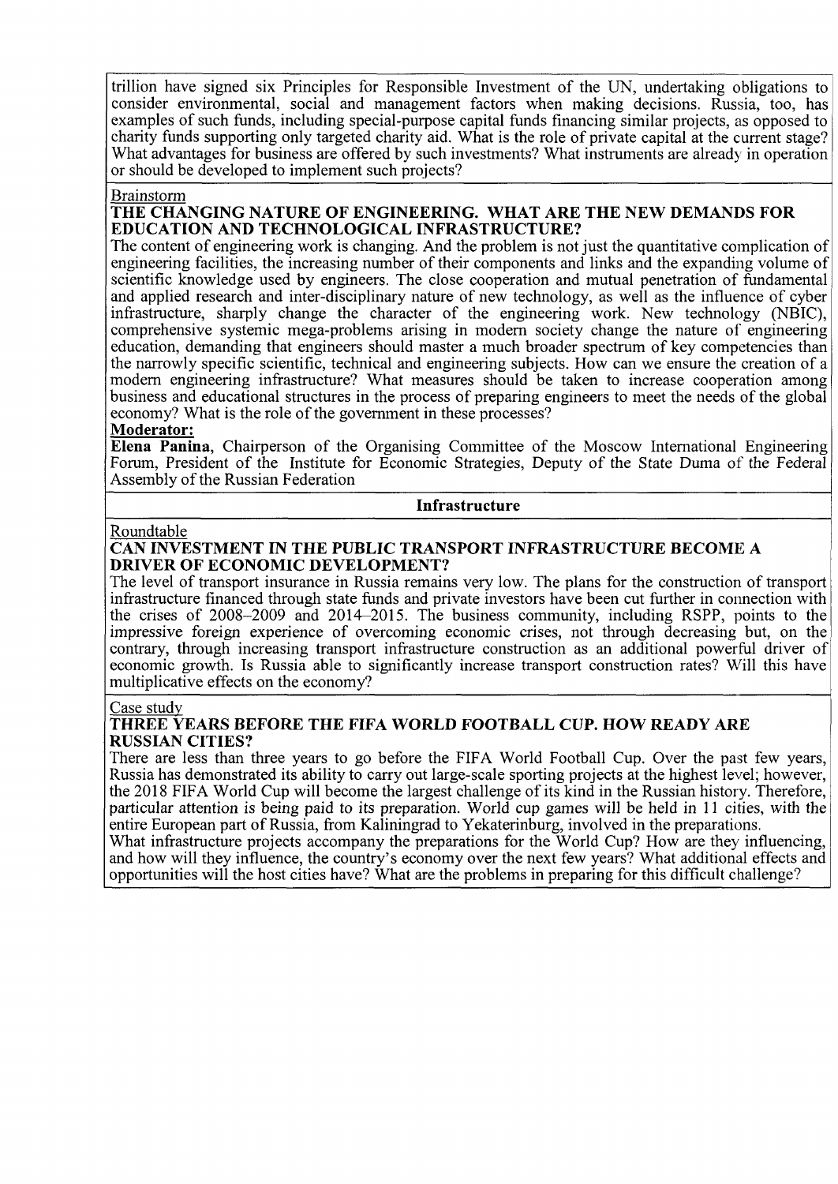trillion have signed six Principles for Responsible Investment of the UN, undertaking obligations to consider environmental, social and management factors when making decisions. Russia, too, has examples of such funds, including special-purpose capital funds financing similar projects, as opposed to charity funds supporting only targeted charity aid. What is the role of private capital at the current stage? What advantages for business are offered by such investments? What instruments are already in operation or should be developed to implement such projects?

Brainstorm

### THE CHANGING NATURE OF ENGINEERING. WHAT ARE THE NEW DEMANDS FOR EDUCATION AND TECHNOLOGICAL INFRASTRUCTURE?

The content of engineering work is changing. And the problem is not just the quantitative complication of engineering facilities, the increasing number of their components and links and the expanding volume of scientific knowledge used by engineers. The close cooperation and mutual penetration of fundamental and applied research and inter-disciplinary nature of new technology, as well as the influence of cyber infrastructure, sharply change the character of the engineering work. New technology (NBIC), comprehensive systemic mega-problems arising in modern society change the nature of engineering education, demanding that engineers should master a much broader spectrum of key competencies than the narrowly specific scientific, technical and engineering subjects. How can we ensure the creation of a modern engineering infrastructure? What measures should be taken to increase cooperation among business and educational structures in the process of preparing engineers to meet the needs of the global economy? What is the role of the government in these processes?

**Moderator:**

**Elena Panina**, Chairperson of the Organising Committee of the Moscow International Engineering Forum, President of the Institute for Economic Strategies, Deputy of the State Duma of the Federal Assembly of the Russian Federation

## Infrastructure

Roundtable

### CAN INVESTMENT IN THE PUBLIC TRANSPORT INFRASTRUCTURE BECOME A DRIVER OF ECONOMIC DEVELOPMENT?

The level of transport insurance in Russia remains very low. The plans for the construction of transport infrastructure financed through state funds and private investors have been cut further in connection with the crises of 2008–2009 and 2014–2015. The business community, including RSPP, points to the impressive foreign experience of overcoming economic crises, not through decreasing but, on the contrary, through increasing transport infrastructure construction as an additional powerful driver of economic growth. Is Russia able to significantly increase transport construction rates? Will this have multiplicative effects on the economy?

Case study

### THREE YEARS BEFORE THE FIFA WORLD FOOTBALL CUP. HOW READY ARE RUSSIAN CITIES?

There are less than three years to go before the FIFA World Football Cup. Over the past few years, Russia has demonstrated its ability to carry out large-scale sporting projects at the highest level; however, the 2018 FIFA World Cup will become the largest challenge of its kind in the Russian history. Therefore, particular attention is being paid to its preparation. World cup games will be held in 11 cities, with the entire European part of Russia, from Kaliningrad to Yekaterinburg, involved in the preparations.

What infrastructure projects accompany the preparations for the World Cup? How are they influencing, and how will they influence, the country's economy over the next few years? What additional effects and opportunities will the host cities have? What are the problems in preparing for this difficult challenge?